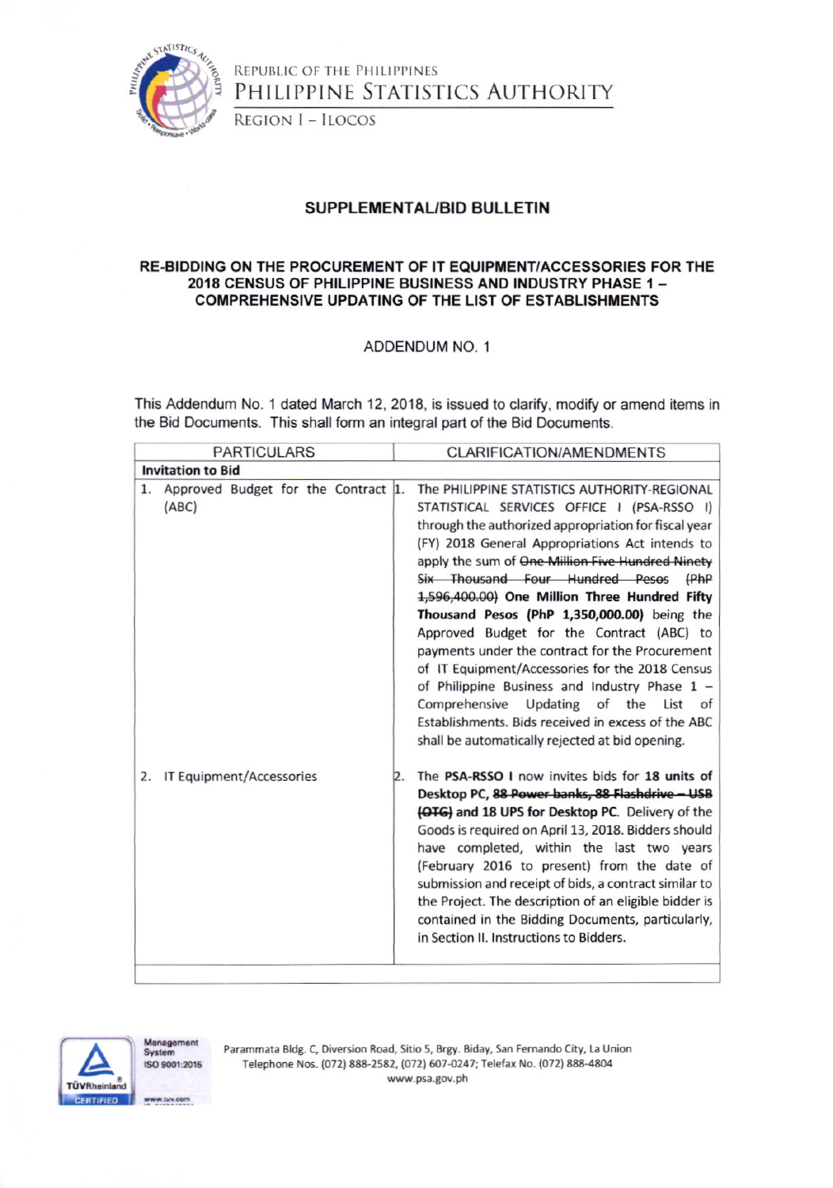REPUBLIC OF THE PHILIPPINES
PHILIPPINE STATISTICS AUTHORITY
REGION I – ILOCOS

## SUPPLEMENTAL/BID BULLETIN

### RE-BIDDING ON THE PROCUREMENT OF IT EQUIPMENT/ACCESSORIES FOR THE 2018 CENSUS OF PHILIPPINE BUSINESS AND INDUSTRY PHASE 1 – COMPREHENSIVE UPDATING OF THE LIST OF ESTABLISHMENTS

ADDENDUM NO. 1

This Addendum No. 1 dated March 12, 2018, is issued to clarify, modify or amend items in the Bid Documents. This shall form an integral part of the Bid Documents.

| PARTICULARS | CLARIFICATION/AMENDMENTS |
|---|---|
| **Invitation to Bid** | |
| 1. Approved Budget for the Contract (ABC) | 1. The PHILIPPINE STATISTICS AUTHORITY-REGIONAL STATISTICAL SERVICES OFFICE I (PSA-RSSO I) through the authorized appropriation for fiscal year (FY) 2018 General Appropriations Act intends to apply the sum of ~~One Million Five Hundred Ninety Six Thousand Four Hundred Pesos (PhP 1,596,400.00)~~ **One Million Three Hundred Fifty Thousand Pesos (PhP 1,350,000.00)** being the Approved Budget for the Contract (ABC) to payments under the contract for the Procurement of IT Equipment/Accessories for the 2018 Census of Philippine Business and Industry Phase 1 – Comprehensive Updating of the List of Establishments. Bids received in excess of the ABC shall be automatically rejected at bid opening. |
| 2. IT Equipment/Accessories | 2. The **PSA-RSSO I** now invites bids for **18 units of Desktop PC, ~~88 Power banks, 88 Flashdrive – USB (OTG)~~ and 18 UPS for Desktop PC**. Delivery of the Goods is required on April 13, 2018. Bidders should have completed, within the last two years (February 2016 to present) from the date of submission and receipt of bids, a contract similar to the Project. The description of an eligible bidder is contained in the Bidding Documents, particularly, in Section II. Instructions to Bidders. |
| | |

Parammata Bldg. C, Diversion Road, Sitio 5, Brgy. Biday, San Fernando City, La Union
Telephone Nos. (072) 888-2582, (072) 607-0247; Telefax No. (072) 888-4804
www.psa.gov.ph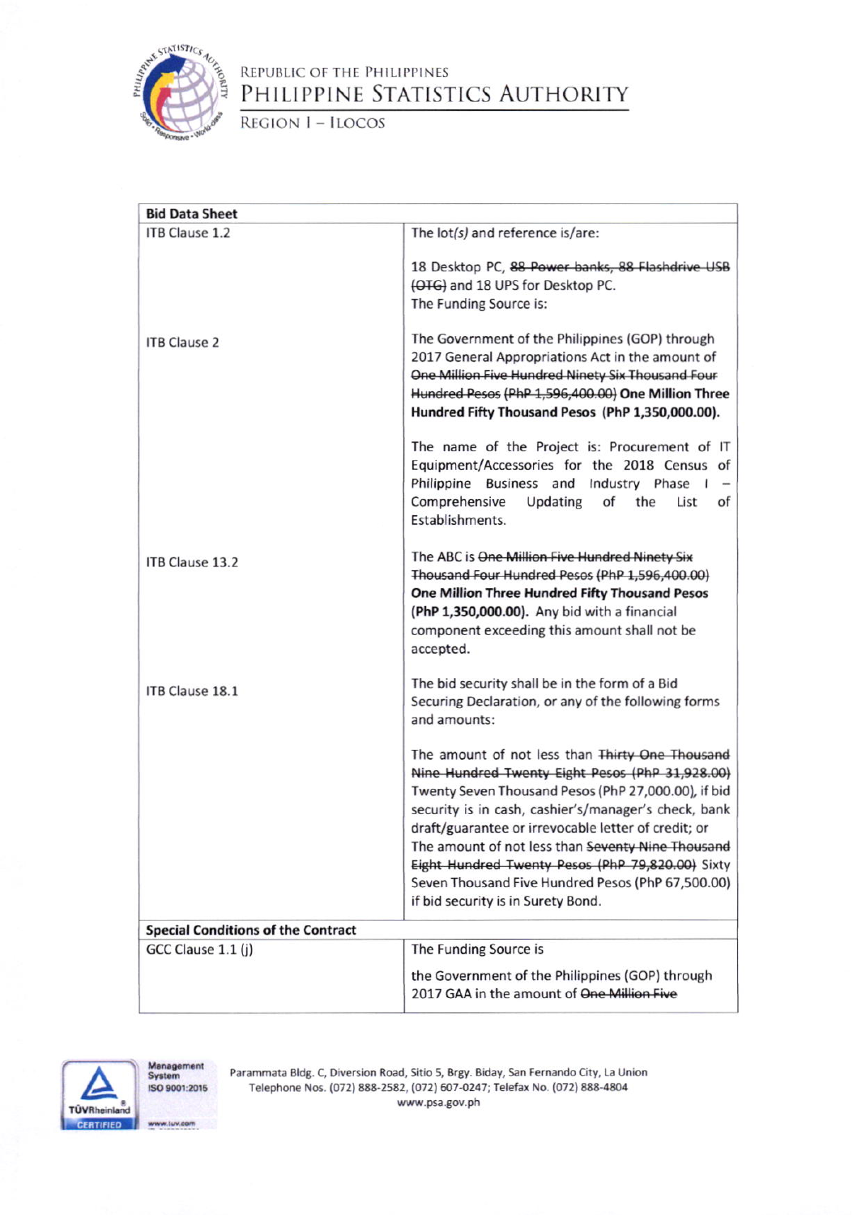| Bid Data Sheet | |
|---|---|
| ITB Clause 1.2 | The lot(*s*) and reference is/are:<br><br>18 Desktop PC, ~~88 Power banks, 88 Flashdrive USB (OTG)~~ and 18 UPS for Desktop PC.<br>The Funding Source is: |
| ITB Clause 2 | The Government of the Philippines (GOP) through 2017 General Appropriations Act in the amount of ~~One Million Five Hundred Ninety Six Thousand Four Hundred Pesos (PhP 1,596,400.00)~~ **One Million Three Hundred Fifty Thousand Pesos (PhP 1,350,000.00).**<br><br>The name of the Project is: Procurement of IT Equipment/Accessories for the 2018 Census of Philippine Business and Industry Phase I – Comprehensive Updating of the List of Establishments. |
| ITB Clause 13.2 | The ABC is ~~One Million Five Hundred Ninety Six Thousand Four Hundred Pesos (PhP 1,596,400.00)~~ **One Million Three Hundred Fifty Thousand Pesos (PhP 1,350,000.00).** Any bid with a financial component exceeding this amount shall not be accepted. |
| ITB Clause 18.1 | The bid security shall be in the form of a Bid Securing Declaration, or any of the following forms and amounts:<br><br>The amount of not less than ~~Thirty One Thousand Nine Hundred Twenty Eight Pesos (PhP 31,928.00)~~ Twenty Seven Thousand Pesos (PhP 27,000.00), if bid security is in cash, cashier's/manager's check, bank draft/guarantee or irrevocable letter of credit; or<br>The amount of not less than ~~Seventy Nine Thousand Eight Hundred Twenty Pesos (PhP 79,820.00)~~ Sixty Seven Thousand Five Hundred Pesos (PhP 67,500.00) if bid security is in Surety Bond. |
| **Special Conditions of the Contract** | |
| GCC Clause 1.1 (j) | The Funding Source is<br><br>the Government of the Philippines (GOP) through 2017 GAA in the amount of ~~One Million Five~~ |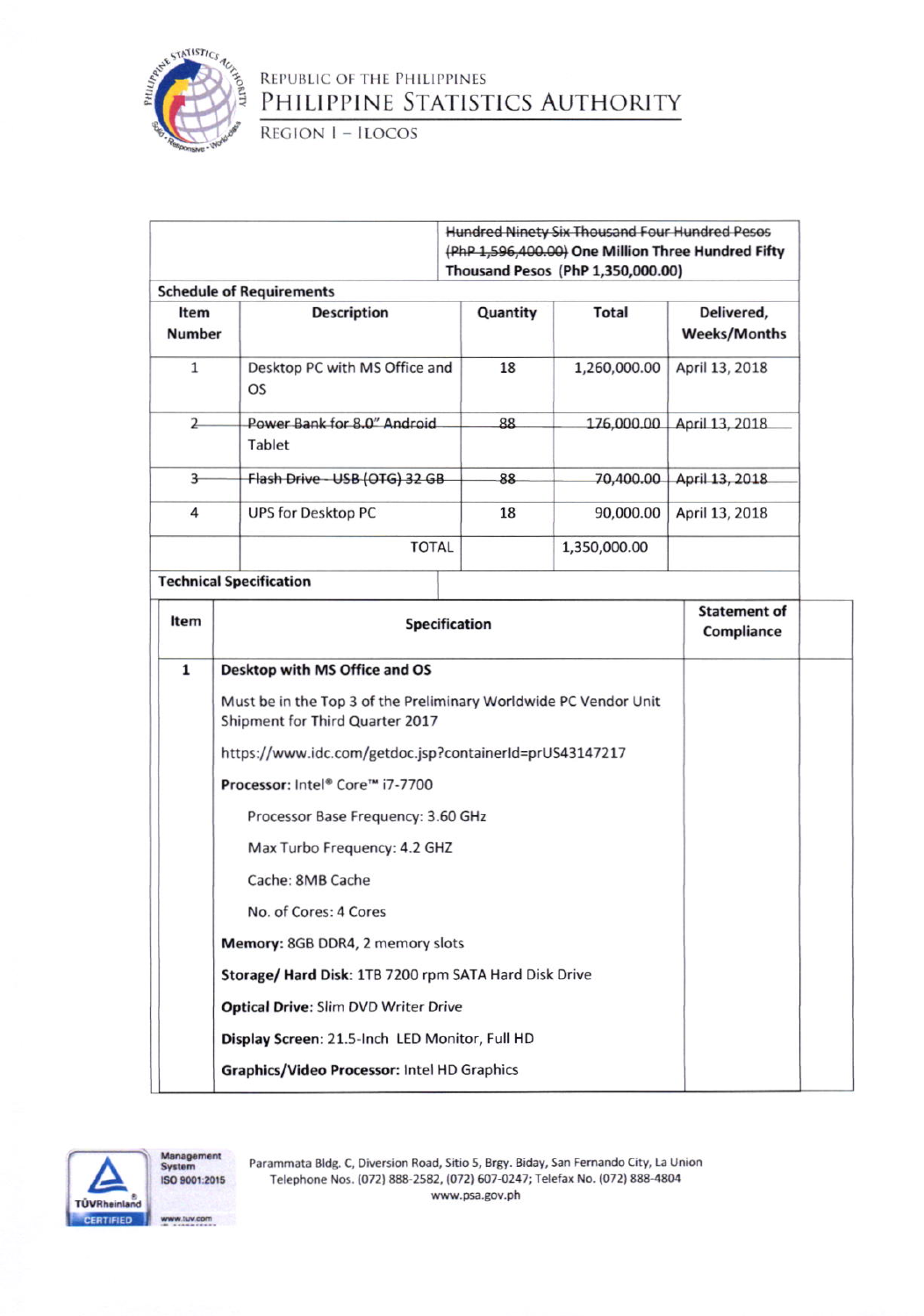| | Hundred Ninety Six Thousand Four Hundred Pesos (PhP 1,596,400.00) One Million Three Hundred Fifty Thousand Pesos (PhP 1,350,000.00) |
|---|---|

**Schedule of Requirements**

| Item Number | Description | Quantity | Total | Delivered, Weeks/Months |
|---|---|---|---|---|
| 1 | Desktop PC with MS Office and OS | 18 | 1,260,000.00 | April 13, 2018 |
| ~~2~~ | ~~Power Bank for 8.0" Android~~ Tablet | ~~88~~ | ~~176,000.00~~ | ~~April 13, 2018~~ |
| ~~3~~ | ~~Flash Drive - USB (OTG) 32 GB~~ | ~~88~~ | ~~70,400.00~~ | ~~April 13, 2018~~ |
| 4 | UPS for Desktop PC | 18 | 90,000.00 | April 13, 2018 |
| | TOTAL | | 1,350,000.00 | |

**Technical Specification**

| Item | Specification | Statement of Compliance |
|---|---|---|
| 1 | **Desktop with MS Office and OS**<br><br>Must be in the Top 3 of the Preliminary Worldwide PC Vendor Unit Shipment for Third Quarter 2017<br><br>https://www.idc.com/getdoc.jsp?containerId=prUS43147217<br><br>**Processor:** Intel® Core™ i7-7700<br><br>Processor Base Frequency: 3.60 GHz<br><br>Max Turbo Frequency: 4.2 GHZ<br><br>Cache: 8MB Cache<br><br>No. of Cores: 4 Cores<br><br>**Memory:** 8GB DDR4, 2 memory slots<br><br>**Storage/ Hard Disk:** 1TB 7200 rpm SATA Hard Disk Drive<br><br>**Optical Drive:** Slim DVD Writer Drive<br><br>**Display Screen:** 21.5-Inch LED Monitor, Full HD<br><br>**Graphics/Video Processor:** Intel HD Graphics | |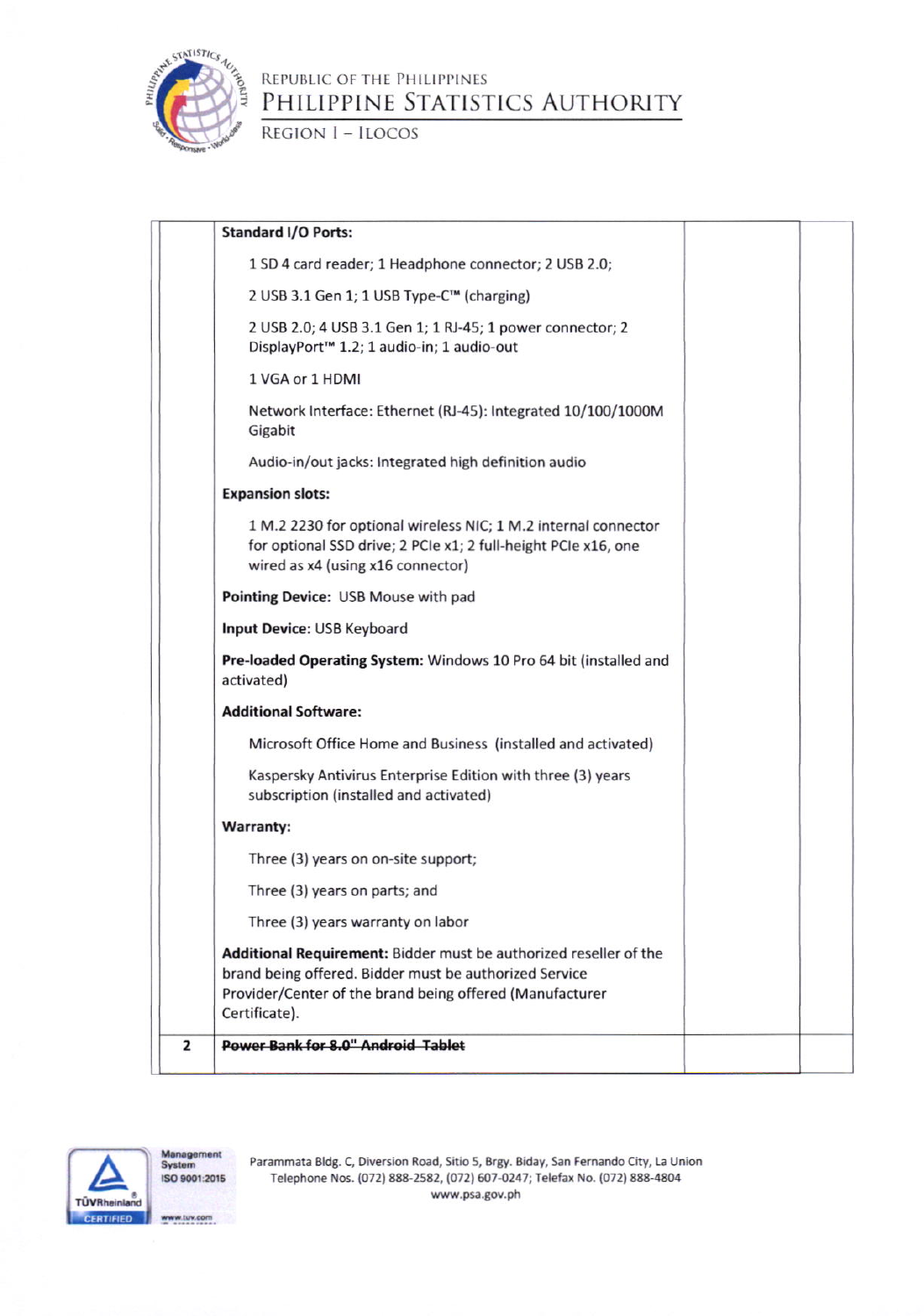| | | | |
|---|---|---|---|
| | **Standard I/O Ports:**<br><br>1 SD 4 card reader; 1 Headphone connector; 2 USB 2.0;<br><br>2 USB 3.1 Gen 1; 1 USB Type-C™ (charging)<br><br>2 USB 2.0; 4 USB 3.1 Gen 1; 1 RJ-45; 1 power connector; 2 DisplayPort™ 1.2; 1 audio-in; 1 audio-out<br><br>1 VGA or 1 HDMI<br><br>Network Interface: Ethernet (RJ-45): Integrated 10/100/1000M Gigabit<br><br>Audio-in/out jacks: Integrated high definition audio<br><br>**Expansion slots:**<br><br>1 M.2 2230 for optional wireless NIC; 1 M.2 internal connector for optional SSD drive; 2 PCIe x1; 2 full-height PCIe x16, one wired as x4 (using x16 connector)<br><br>**Pointing Device:** USB Mouse with pad<br><br>**Input Device:** USB Keyboard<br><br>**Pre-loaded Operating System:** Windows 10 Pro 64 bit (installed and activated)<br><br>**Additional Software:**<br><br>Microsoft Office Home and Business (installed and activated)<br><br>Kaspersky Antivirus Enterprise Edition with three (3) years subscription (installed and activated)<br><br>**Warranty:**<br><br>Three (3) years on on-site support;<br><br>Three (3) years on parts; and<br><br>Three (3) years warranty on labor<br><br>**Additional Requirement:** Bidder must be authorized reseller of the brand being offered. Bidder must be authorized Service Provider/Center of the brand being offered (Manufacturer Certificate). | | |
| 2 | ~~**Power Bank for 8.0" Android Tablet**~~ | | |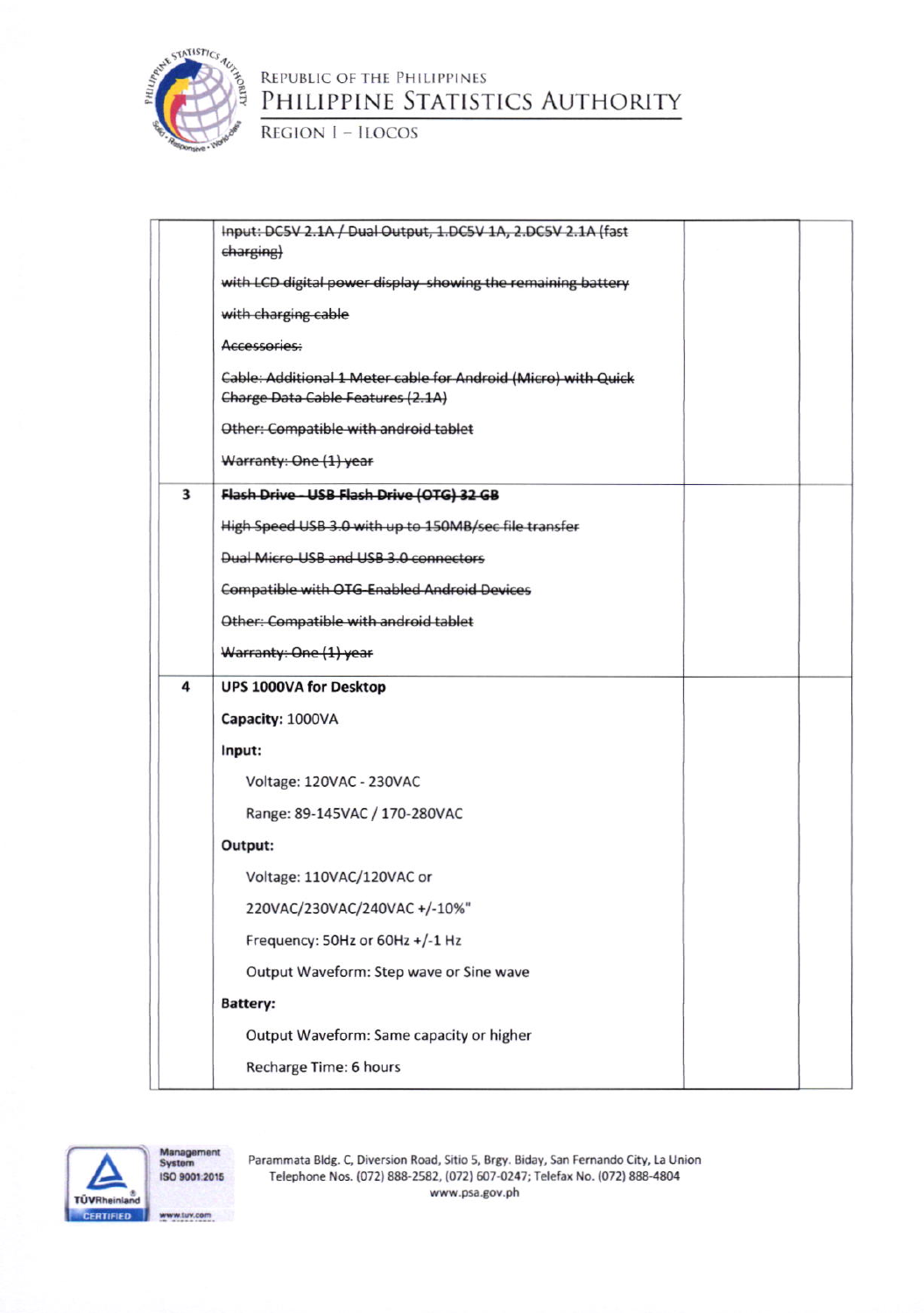| | | | |
|---|---|---|---|
| | ~~Input: DC5V 2.1A / Dual Output, 1.DC5V 1A, 2.DC5V 2.1A (fast charging)~~<br><br>~~with LCD digital power display showing the remaining battery~~<br><br>~~with charging cable~~<br><br>~~Accessories:~~<br><br>~~Cable: Additional 1 Meter cable for Android (Micro) with Quick Charge Data Cable Features (2.1A)~~<br><br>~~Other: Compatible with android tablet~~<br><br>~~Warranty: One (1) year~~ | | |
| 3 | ~~**Flash Drive - USB Flash Drive (OTG) 32 GB**~~<br><br>~~High Speed USB 3.0 with up to 150MB/sec file transfer~~<br><br>~~Dual Micro-USB and USB 3.0 connectors~~<br><br>~~Compatible with OTG-Enabled Android Devices~~<br><br>~~Other: Compatible with android tablet~~<br><br>~~Warranty: One (1) year~~ | | |
| 4 | **UPS 1000VA for Desktop**<br><br>**Capacity:** 1000VA<br><br>**Input:**<br><br>Voltage: 120VAC - 230VAC<br><br>Range: 89-145VAC / 170-280VAC<br><br>**Output:**<br><br>Voltage: 110VAC/120VAC or<br><br>220VAC/230VAC/240VAC +/-10%"<br><br>Frequency: 50Hz or 60Hz +/-1 Hz<br><br>Output Waveform: Step wave or Sine wave<br><br>**Battery:**<br><br>Output Waveform: Same capacity or higher<br><br>Recharge Time: 6 hours | | |